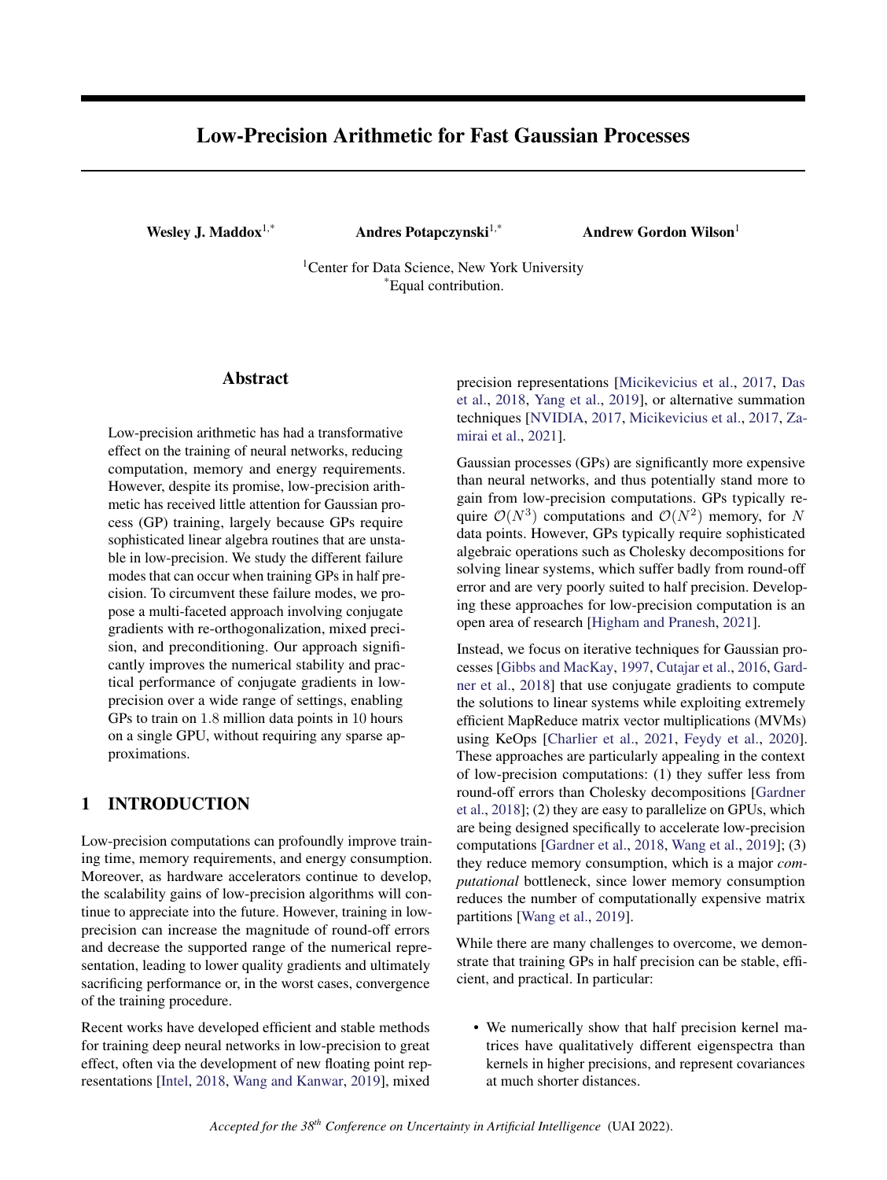# Low-Precision Arithmetic for Fast Gaussian Processes

**Wesley J. Maddox**[1,*] **Andres Potapczynski**[1,*] **Andrew Gordon Wilson**[1]

[1]Center for Data Science, New York University
[*]Equal contribution.

## Abstract

Low-precision arithmetic has had a transformative effect on the training of neural networks, reducing computation, memory and energy requirements. However, despite its promise, low-precision arithmetic has received little attention for Gaussian process (GP) training, largely because GPs require sophisticated linear algebra routines that are unstable in low-precision. We study the different failure modes that can occur when training GPs in half precision. To circumvent these failure modes, we propose a multi-faceted approach involving conjugate gradients with re-orthogonalization, mixed precision, and preconditioning. Our approach significantly improves the numerical stability and practical performance of conjugate gradients in low-precision over a wide range of settings, enabling GPs to train on $1.8$ million data points in $10$ hours on a single GPU, without requiring any sparse approximations.

## 1 INTRODUCTION

Low-precision computations can profoundly improve training time, memory requirements, and energy consumption. Moreover, as hardware accelerators continue to develop, the scalability gains of low-precision algorithms will continue to appreciate into the future. However, training in low-precision can increase the magnitude of round-off errors and decrease the supported range of the numerical representation, leading to lower quality gradients and ultimately sacrificing performance or, in the worst cases, convergence of the training procedure.

Recent works have developed efficient and stable methods for training deep neural networks in low-precision to great effect, often via the development of new floating point representations [Intel, 2018, Wang and Kanwar, 2019], mixed precision representations [Micikevicius et al., 2017, Das et al., 2018, Yang et al., 2019], or alternative summation techniques [NVIDIA, 2017, Micikevicius et al., 2017, Zamirai et al., 2021].

Gaussian processes (GPs) are significantly more expensive than neural networks, and thus potentially stand more to gain from low-precision computations. GPs typically require $\mathcal{O}(N^3)$ computations and $\mathcal{O}(N^2)$ memory, for $N$ data points. However, GPs typically require sophisticated algebraic operations such as Cholesky decompositions for solving linear systems, which suffer badly from round-off error and are very poorly suited to half precision. Developing these approaches for low-precision computation is an open area of research [Higham and Pranesh, 2021].

Instead, we focus on iterative techniques for Gaussian processes [Gibbs and MacKay, 1997, Cutajar et al., 2016, Gardner et al., 2018] that use conjugate gradients to compute the solutions to linear systems while exploiting extremely efficient MapReduce matrix vector multiplications (MVMs) using KeOps [Charlier et al., 2021, Feydy et al., 2020]. These approaches are particularly appealing in the context of low-precision computations: (1) they suffer less from round-off errors than Cholesky decompositions [Gardner et al., 2018]; (2) they are easy to parallelize on GPUs, which are being designed specifically to accelerate low-precision computations [Gardner et al., 2018, Wang et al., 2019]; (3) they reduce memory consumption, which is a major *computational* bottleneck, since lower memory consumption reduces the number of computationally expensive matrix partitions [Wang et al., 2019].

While there are many challenges to overcome, we demonstrate that training GPs in half precision can be stable, efficient, and practical. In particular:

- We numerically show that half precision kernel matrices have qualitatively different eigenspectra than kernels in higher precisions, and represent covariances at much shorter distances.

*Accepted for the 38th Conference on Uncertainty in Artificial Intelligence* (UAI 2022).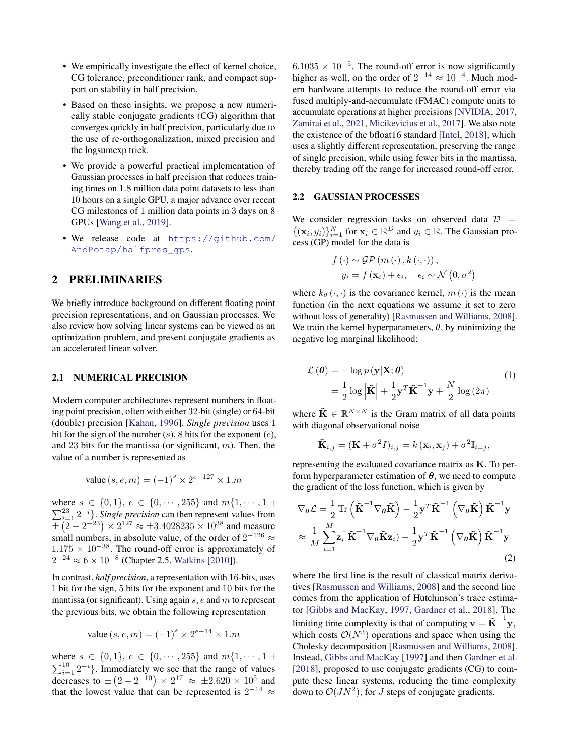- We empirically investigate the effect of kernel choice, CG tolerance, preconditioner rank, and compact support on stability in half precision.
- Based on these insights, we propose a new numerically stable conjugate gradients (CG) algorithm that converges quickly in half precision, particularly due to the use of re-orthogonalization, mixed precision and the logsumexp trick.
- We provide a powerful practical implementation of Gaussian processes in half precision that reduces training times on 1.8 million data point datasets to less than 10 hours on a single GPU, a major advance over recent CG milestones of 1 million data points in 3 days on 8 GPUs [Wang et al., 2019].
- We release code at https://github.com/AndPotap/halfpres_gps.

## 2 PRELIMINARIES

We briefly introduce background on different floating point precision representations, and on Gaussian processes. We also review how solving linear systems can be viewed as an optimization problem, and present conjugate gradients as an accelerated linear solver.

### 2.1 NUMERICAL PRECISION

Modern computer architectures represent numbers in floating point precision, often with either 32-bit (single) or 64-bit (double) precision [Kahan, 1996]. *Single precision* uses 1 bit for the sign of the number ($s$), 8 bits for the exponent ($e$), and 23 bits for the mantissa (or significant, $m$). Then, the value of a number is represented as

$$\text{value}\,(s, e, m) = (-1)^{s} \times 2^{e-127} \times 1.m$$

where $s \in \{0, 1\}$, $e \in \{0, \cdots, 255\}$ and $m\{1, \cdots, 1 + \sum_{i=1}^{23} 2^{-i}\}$. *Single precision* can then represent values from $\pm\left(2 - 2^{-23}\right) \times 2^{127} \approx \pm 3.4028235 \times 10^{38}$ and measure small numbers, in absolute value, of the order of $2^{-126} \approx 1.175 \times 10^{-38}$. The round-off error is approximately of $2^{-24} \approx 6 \times 10^{-8}$ (Chapter 2.5, Watkins [2010]).

In contrast, *half precision*, a representation with 16-bits, uses 1 bit for the sign, 5 bits for the exponent and 10 bits for the mantissa (or significant). Using again $s$, $e$ and $m$ to represent the previous bits, we obtain the following representation

$$\text{value}\,(s, e, m) = (-1)^{s} \times 2^{e-14} \times 1.m$$

where $s \in \{0, 1\}$, $e \in \{0, \cdots, 255\}$ and $m\{1, \cdots, 1 + \sum_{i=1}^{10} 2^{-i}\}$. Immediately we see that the range of values decreases to $\pm\left(2 - 2^{-10}\right) \times 2^{17} \approx \pm 2.620 \times 10^{5}$ and that the lowest value that can be represented is $2^{-14} \approx 6.1035 \times 10^{-5}$. The round-off error is now significantly higher as well, on the order of $2^{-14} \approx 10^{-4}$. Much modern hardware attempts to reduce the round-off error via fused multiply-and-accumulate (FMAC) compute units to accumulate operations at higher precisions [NVIDIA, 2017, Zamirai et al., 2021, Micikevicius et al., 2017]. We also note the existence of the bfloat16 standard [Intel, 2018], which uses a slightly different representation, preserving the range of single precision, while using fewer bits in the mantissa, thereby trading off the range for increased round-off error.

### 2.2 GAUSSIAN PROCESSES

We consider regression tasks on observed data $\mathcal{D} = \{(\mathbf{x}_i, y_i)\}_{i=1}^{N}$ for $\mathbf{x}_i \in \mathbb{R}^D$ and $y_i \in \mathbb{R}$. The Gaussian process (GP) model for the data is

$$\begin{aligned} f\left(\cdot\right) &\sim \mathcal{GP}\left(m\left(\cdot\right), k\left(\cdot, \cdot\right)\right), \\ y_i &= f\left(\mathbf{x}_i\right) + \epsilon_i, \quad \epsilon_i \sim \mathcal{N}\left(0, \sigma^2\right) \end{aligned}$$

where $k_\theta\left(\cdot, \cdot\right)$ is the covariance kernel, $m\left(\cdot\right)$ is the mean function (in the next equations we assume it set to zero without loss of generality) [Rasmussen and Williams, 2008]. We train the kernel hyperparameters, $\theta$, by minimizing the negative log marginal likelihood:

$$\begin{aligned} \mathcal{L}\left(\boldsymbol{\theta}\right) &= -\log p\left(\mathbf{y}|\mathbf{X}; \boldsymbol{\theta}\right) \\ &= \frac{1}{2}\log\left|\tilde{\mathbf{K}}\right| + \frac{1}{2}\mathbf{y}^{T}\tilde{\mathbf{K}}^{-1}\mathbf{y} + \frac{N}{2}\log\left(2\pi\right) \end{aligned} \tag{1}$$

where $\tilde{\mathbf{K}} \in \mathbb{R}^{N \times N}$ is the Gram matrix of all data points with diagonal observational noise

$$\tilde{\mathbf{K}}_{i,j} = (\mathbf{K} + \sigma^2 I)_{i,j} = k\left(\mathbf{x}_i, \mathbf{x}_j\right) + \sigma^2 \mathbb{I}_{i=j},$$

representing the evaluated covariance matrix as $\mathbf{K}$. To perform hyperparameter estimation of $\boldsymbol{\theta}$, we need to compute the gradient of the loss function, which is given by

$$\begin{aligned} \nabla_{\boldsymbol{\theta}}\mathcal{L} &= \frac{1}{2}\operatorname{Tr}\left(\tilde{\mathbf{K}}^{-1}\nabla_{\boldsymbol{\theta}}\tilde{\mathbf{K}}\right) - \frac{1}{2}\mathbf{y}^{T}\tilde{\mathbf{K}}^{-1}\left(\nabla_{\boldsymbol{\theta}}\tilde{\mathbf{K}}\right)\tilde{\mathbf{K}}^{-1}\mathbf{y} \\ &\approx \frac{1}{M}\sum_{i=1}^{M}\mathbf{z}_i^{\top}\tilde{\mathbf{K}}^{-1}\nabla_{\boldsymbol{\theta}}\tilde{\mathbf{K}}\mathbf{z}_i) - \frac{1}{2}\mathbf{y}^{T}\tilde{\mathbf{K}}^{-1}\left(\nabla_{\boldsymbol{\theta}}\tilde{\mathbf{K}}\right)\tilde{\mathbf{K}}^{-1}\mathbf{y} \end{aligned} \tag{2}$$

where the first line is the result of classical matrix derivatives [Rasmussen and Williams, 2008] and the second line comes from the application of Hutchinson's trace estimator [Gibbs and MacKay, 1997, Gardner et al., 2018]. The limiting time complexity is that of computing $\mathbf{v} = \tilde{\mathbf{K}}^{-1}\mathbf{y}$, which costs $\mathcal{O}(N^3)$ operations and space when using the Cholesky decomposition [Rasmussen and Williams, 2008]. Instead, Gibbs and MacKay [1997] and then Gardner et al. [2018], proposed to use conjugate gradients (CG) to compute these linear systems, reducing the time complexity down to $\mathcal{O}(JN^2)$, for $J$ steps of conjugate gradients.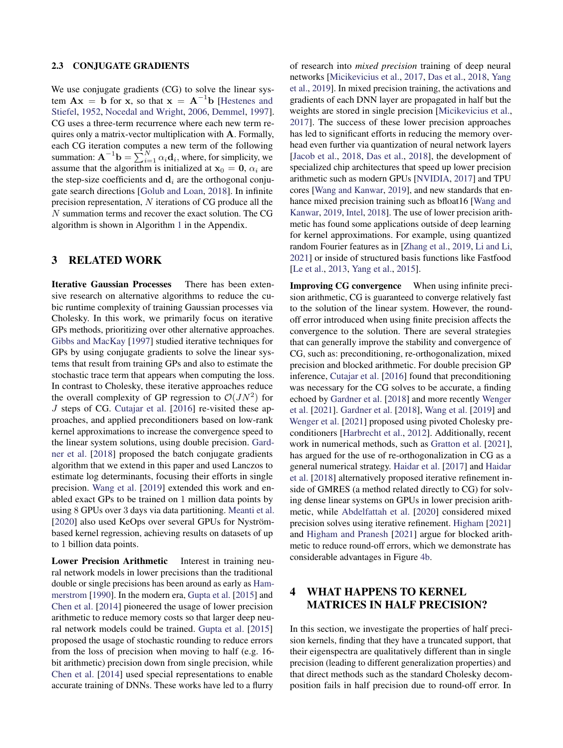### 2.3 CONJUGATE GRADIENTS

We use conjugate gradients (CG) to solve the linear system $\mathbf{A}\mathbf{x} = \mathbf{b}$ for $\mathbf{x}$, so that $\mathbf{x} = \mathbf{A}^{-1}\mathbf{b}$ [Hestenes and Stiefel, 1952, Nocedal and Wright, 2006, Demmel, 1997]. CG uses a three-term recurrence where each new term requires only a matrix-vector multiplication with $\mathbf{A}$. Formally, each CG iteration computes a new term of the following summation: $\mathbf{A}^{-1}\mathbf{b} = \sum_{i=1}^{N} \alpha_i \mathbf{d}_i$, where, for simplicity, we assume that the algorithm is initialized at $\mathbf{x}_0 = \mathbf{0}$, $\alpha_i$ are the step-size coefficients and $\mathbf{d}_i$ are the orthogonal conjugate search directions [Golub and Loan, 2018]. In infinite precision representation, $N$ iterations of CG produce all the $N$ summation terms and recover the exact solution. The CG algorithm is shown in Algorithm 1 in the Appendix.

## 3 RELATED WORK

**Iterative Gaussian Processes** There has been extensive research on alternative algorithms to reduce the cubic runtime complexity of training Gaussian processes via Cholesky. In this work, we primarily focus on iterative GPs methods, prioritizing over other alternative approaches. Gibbs and MacKay [1997] studied iterative techniques for GPs by using conjugate gradients to solve the linear systems that result from training GPs and also to estimate the stochastic trace term that appears when computing the loss. In contrast to Cholesky, these iterative approaches reduce the overall complexity of GP regression to $\mathcal{O}(JN^2)$ for $J$ steps of CG. Cutajar et al. [2016] re-visited these approaches, and applied preconditioners based on low-rank kernel approximations to increase the convergence speed to the linear system solutions, using double precision. Gardner et al. [2018] proposed the batch conjugate gradients algorithm that we extend in this paper and used Lanczos to estimate log determinants, focusing their efforts in single precision. Wang et al. [2019] extended this work and enabled exact GPs to be trained on 1 million data points by using 8 GPUs over 3 days via data partitioning. Meanti et al. [2020] also used KeOps over several GPUs for Nyström-based kernel regression, achieving results on datasets of up to 1 billion data points.

**Lower Precision Arithmetic** Interest in training neural network models in lower precisions than the traditional double or single precisions has been around as early as Hammerstrom [1990]. In the modern era, Gupta et al. [2015] and Chen et al. [2014] pioneered the usage of lower precision arithmetic to reduce memory costs so that larger deep neural network models could be trained. Gupta et al. [2015] proposed the usage of stochastic rounding to reduce errors from the loss of precision when moving to half (e.g. 16-bit arithmetic) precision down from single precision, while Chen et al. [2014] used special representations to enable accurate training of DNNs. These works have led to a flurry of research into *mixed precision* training of deep neural networks [Micikevicius et al., 2017, Das et al., 2018, Yang et al., 2019]. In mixed precision training, the activations and gradients of each DNN layer are propagated in half but the weights are stored in single precision [Micikevicius et al., 2017]. The success of these lower precision approaches has led to significant efforts in reducing the memory overhead even further via quantization of neural network layers [Jacob et al., 2018, Das et al., 2018], the development of specialized chip architectures that speed up lower precision arithmetic such as modern GPUs [NVIDIA, 2017] and TPU cores [Wang and Kanwar, 2019], and new standards that enhance mixed precision training such as bfloat16 [Wang and Kanwar, 2019, Intel, 2018]. The use of lower precision arithmetic has found some applications outside of deep learning for kernel approximations. For example, using quantized random Fourier features as in [Zhang et al., 2019, Li and Li, 2021] or inside of structured basis functions like Fastfood [Le et al., 2013, Yang et al., 2015].

**Improving CG convergence** When using infinite precision arithmetic, CG is guaranteed to converge relatively fast to the solution of the linear system. However, the round-off error introduced when using finite precision affects the convergence to the solution. There are several strategies that can generally improve the stability and convergence of CG, such as: preconditioning, re-orthogonalization, mixed precision and blocked arithmetic. For double precision GP inference, Cutajar et al. [2016] found that preconditioning was necessary for the CG solves to be accurate, a finding echoed by Gardner et al. [2018] and more recently Wenger et al. [2021]. Gardner et al. [2018], Wang et al. [2019] and Wenger et al. [2021] proposed using pivoted Cholesky preconditioners [Harbrecht et al., 2012]. Additionally, recent work in numerical methods, such as Gratton et al. [2021], has argued for the use of re-orthogonalization in CG as a general numerical strategy. Haidar et al. [2017] and Haidar et al. [2018] alternatively proposed iterative refinement inside of GMRES (a method related directly to CG) for solving dense linear systems on GPUs in lower precision arithmetic, while Abdelfattah et al. [2020] considered mixed precision solves using iterative refinement. Higham [2021] and Higham and Pranesh [2021] argue for blocked arithmetic to reduce round-off errors, which we demonstrate has considerable advantages in Figure 4b.

## 4 WHAT HAPPENS TO KERNEL MATRICES IN HALF PRECISION?

In this section, we investigate the properties of half precision kernels, finding that they have a truncated support, that their eigenspectra are qualitatively different than in single precision (leading to different generalization properties) and that direct methods such as the standard Cholesky decomposition fails in half precision due to round-off error. In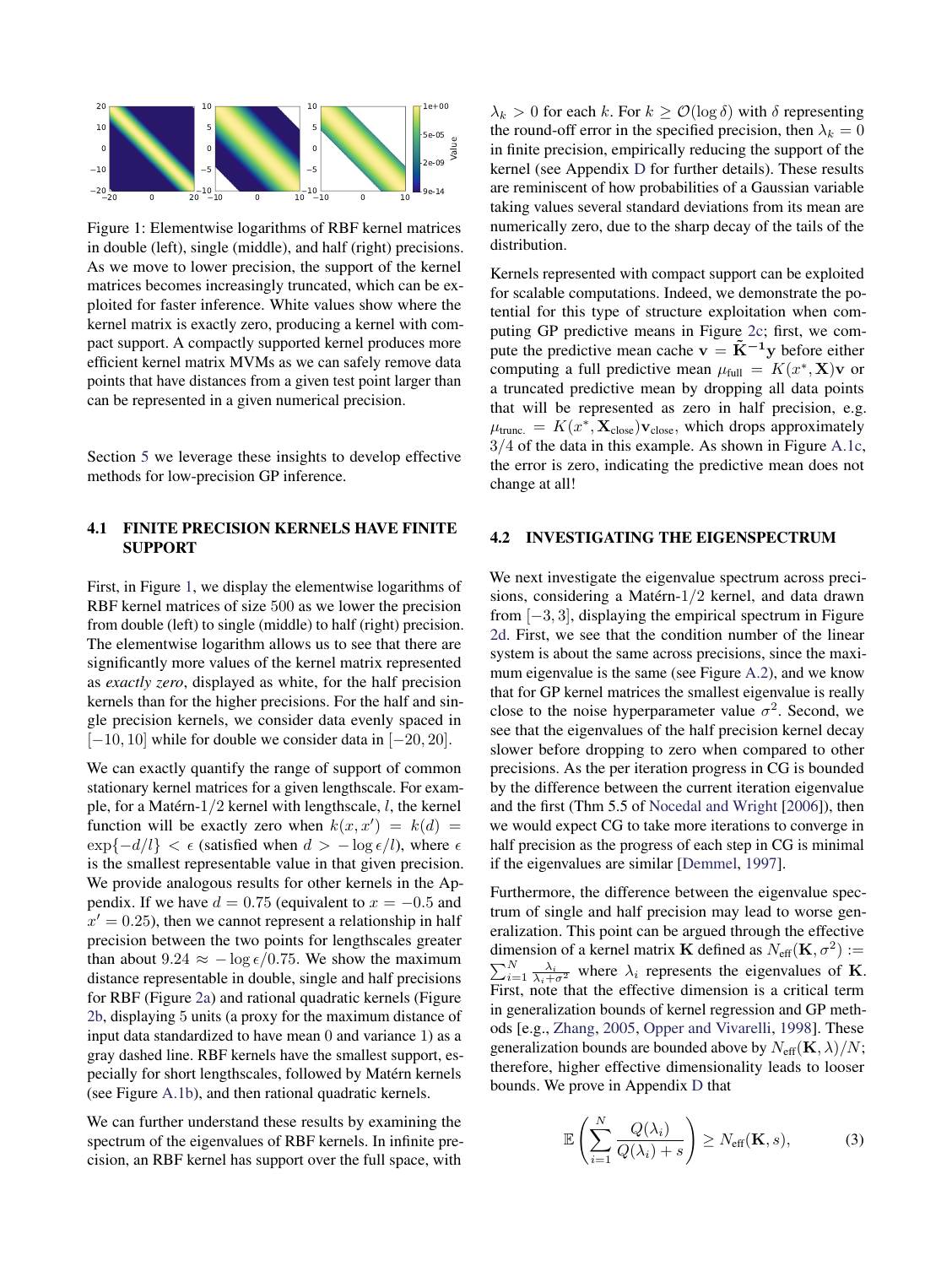Figure 1: Elementwise logarithms of RBF kernel matrices in double (left), single (middle), and half (right) precisions. As we move to lower precision, the support of the kernel matrices becomes increasingly truncated, which can be exploited for faster inference. White values show where the kernel matrix is exactly zero, producing a kernel with compact support. A compactly supported kernel produces more efficient kernel matrix MVMs as we can safely remove data points that have distances from a given test point larger than can be represented in a given numerical precision.

Section 5 we leverage these insights to develop effective methods for low-precision GP inference.

### 4.1 FINITE PRECISION KERNELS HAVE FINITE SUPPORT

First, in Figure 1, we display the elementwise logarithms of RBF kernel matrices of size 500 as we lower the precision from double (left) to single (middle) to half (right) precision. The elementwise logarithm allows us to see that there are significantly more values of the kernel matrix represented as *exactly zero*, displayed as white, for the half precision kernels than for the higher precisions. For the half and single precision kernels, we consider data evenly spaced in $[-10, 10]$ while for double we consider data in $[-20, 20]$.

We can exactly quantify the range of support of common stationary kernel matrices for a given lengthscale. For example, for a Matérn-$1/2$ kernel with lengthscale, $l$, the kernel function will be exactly zero when $k(x, x') = k(d) = \exp\{-d/l\} < \epsilon$ (satisfied when $d > -\log \epsilon / l$), where $\epsilon$ is the smallest representable value in that given precision. We provide analogous results for other kernels in the Appendix. If we have $d = 0.75$ (equivalent to $x = -0.5$ and $x' = 0.25$), then we cannot represent a relationship in half precision between the two points for lengthscales greater than about $9.24 \approx -\log \epsilon / 0.75$. We show the maximum distance representable in double, single and half precisions for RBF (Figure 2a) and rational quadratic kernels (Figure 2b, displaying 5 units (a proxy for the maximum distance of input data standardized to have mean 0 and variance 1) as a gray dashed line. RBF kernels have the smallest support, especially for short lengthscales, followed by Matérn kernels (see Figure A.1b), and then rational quadratic kernels.

We can further understand these results by examining the spectrum of the eigenvalues of RBF kernels. In infinite precision, an RBF kernel has support over the full space, with $\lambda_k > 0$ for each $k$. For $k \geq \mathcal{O}(\log \delta)$ with $\delta$ representing the round-off error in the specified precision, then $\lambda_k = 0$ in finite precision, empirically reducing the support of the kernel (see Appendix D for further details). These results are reminiscent of how probabilities of a Gaussian variable taking values several standard deviations from its mean are numerically zero, due to the sharp decay of the tails of the distribution.

Kernels represented with compact support can be exploited for scalable computations. Indeed, we demonstrate the potential for this type of structure exploitation when computing GP predictive means in Figure 2c; first, we compute the predictive mean cache $\mathbf{v} = \tilde{\mathbf{K}}^{-1}\mathbf{y}$ before either computing a full predictive mean $\mu_{\text{full}} = K(x^*, \mathbf{X})\mathbf{v}$ or a truncated predictive mean by dropping all data points that will be represented as zero in half precision, e.g. $\mu_{\text{trunc.}} = K(x^*, \mathbf{X}_{\text{close}})\mathbf{v}_{\text{close}}$, which drops approximately $3/4$ of the data in this example. As shown in Figure A.1c, the error is zero, indicating the predictive mean does not change at all!

### 4.2 INVESTIGATING THE EIGENSPECTRUM

We next investigate the eigenvalue spectrum across precisions, considering a Matérn-$1/2$ kernel, and data drawn from $[-3, 3]$, displaying the empirical spectrum in Figure 2d. First, we see that the condition number of the linear system is about the same across precisions, since the maximum eigenvalue is the same (see Figure A.2), and we know that for GP kernel matrices the smallest eigenvalue is really close to the noise hyperparameter value $\sigma^2$. Second, we see that the eigenvalues of the half precision kernel decay slower before dropping to zero when compared to other precisions. As the per iteration progress in CG is bounded by the difference between the current iteration eigenvalue and the first (Thm 5.5 of Nocedal and Wright [2006]), then we would expect CG to take more iterations to converge in half precision as the progress of each step in CG is minimal if the eigenvalues are similar [Demmel, 1997].

Furthermore, the difference between the eigenvalue spectrum of single and half precision may lead to worse generalization. This point can be argued through the effective dimension of a kernel matrix $\mathbf{K}$ defined as $N_{\text{eff}}(\mathbf{K}, \sigma^2) := \sum_{i=1}^{N} \frac{\lambda_i}{\lambda_i + \sigma^2}$ where $\lambda_i$ represents the eigenvalues of $\mathbf{K}$. First, note that the effective dimension is a critical term in generalization bounds of kernel regression and GP methods [e.g., Zhang, 2005, Opper and Vivarelli, 1998]. These generalization bounds are bounded above by $N_{\text{eff}}(\mathbf{K}, \lambda)/N$; therefore, higher effective dimensionality leads to looser bounds. We prove in Appendix D that

$$\mathbb{E}\left(\sum_{i=1}^{N} \frac{Q(\lambda_i)}{Q(\lambda_i) + s}\right) \geq N_{\text{eff}}(\mathbf{K}, s), \tag{3}$$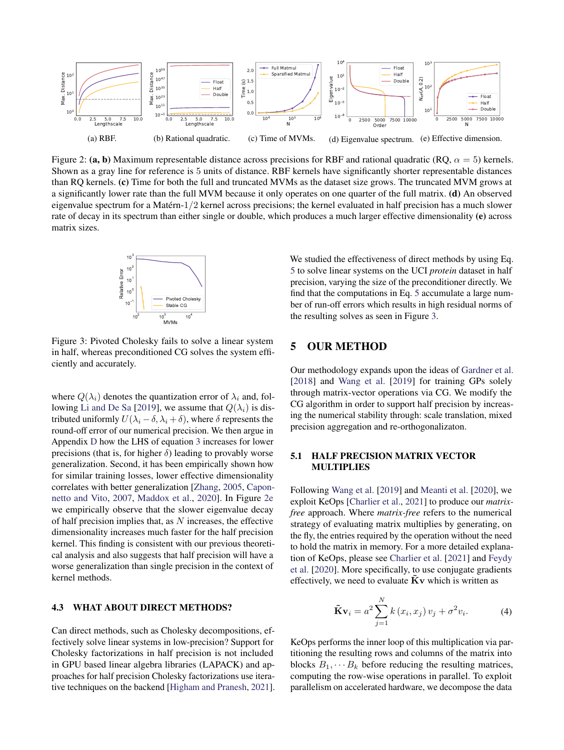(a) RBF. (b) Rational quadratic. (c) Time of MVMs. (d) Eigenvalue spectrum. (e) Effective dimension.

Figure 2: **(a, b)** Maximum representable distance across precisions for RBF and rational quadratic (RQ, $\alpha = 5$) kernels. Shown as a gray line for reference is 5 units of distance. RBF kernels have significantly shorter representable distances than RQ kernels. **(c)** Time for both the full and truncated MVMs as the dataset size grows. The truncated MVM grows at a significantly lower rate than the full MVM because it only operates on one quarter of the full matrix. **(d)** An observed eigenvalue spectrum for a Matérn-$1/2$ kernel across precisions; the kernel evaluated in half precision has a much slower rate of decay in its spectrum than either single or double, which produces a much larger effective dimensionality **(e)** across matrix sizes.

Figure 3: Pivoted Cholesky fails to solve a linear system in half, whereas preconditioned CG solves the system efficiently and accurately.

where $Q(\lambda_i)$ denotes the quantization error of $\lambda_i$ and, following Li and De Sa [2019], we assume that $Q(\lambda_i)$ is distributed uniformly $U(\lambda_i - \delta, \lambda_i + \delta)$, where $\delta$ represents the round-off error of our numerical precision. We then argue in Appendix D how the LHS of equation 3 increases for lower precisions (that is, for higher $\delta$) leading to provably worse generalization. Second, it has been empirically shown how for similar training losses, lower effective dimensionality correlates with better generalization [Zhang, 2005, Caponnetto and Vito, 2007, Maddox et al., 2020]. In Figure 2e we empirically observe that the slower eigenvalue decay of half precision implies that, as $N$ increases, the effective dimensionality increases much faster for the half precision kernel. This finding is consistent with our previous theoretical analysis and also suggests that half precision will have a worse generalization than single precision in the context of kernel methods.

### 4.3 WHAT ABOUT DIRECT METHODS?

Can direct methods, such as Cholesky decompositions, effectively solve linear systems in low-precision? Support for Cholesky factorizations in half precision is not included in GPU based linear algebra libraries (LAPACK) and approaches for half precision Cholesky factorizations use iterative techniques on the backend [Higham and Pranesh, 2021]. We studied the effectiveness of direct methods by using Eq. 5 to solve linear systems on the UCI *protein* dataset in half precision, varying the size of the preconditioner directly. We find that the computations in Eq. 5 accumulate a large number of run-off errors which results in high residual norms of the resulting solves as seen in Figure 3.

## 5 OUR METHOD

Our methodology expands upon the ideas of Gardner et al. [2018] and Wang et al. [2019] for training GPs solely through matrix-vector operations via CG. We modify the CG algorithm in order to support half precision by increasing the numerical stability through: scale translation, mixed precision aggregation and re-orthogonalizaton.

### 5.1 HALF PRECISION MATRIX VECTOR MULTIPLIES

Following Wang et al. [2019] and Meanti et al. [2020], we exploit KeOps [Charlier et al., 2021] to produce our *matrix-free* approach. Where *matrix-free* refers to the numerical strategy of evaluating matrix multiplies by generating, on the fly, the entries required by the operation without the need to hold the matrix in memory. For a more detailed explanation of KeOps, please see Charlier et al. [2021] and Feydy et al. [2020]. More specifically, to use conjugate gradients effectively, we need to evaluate $\tilde{\mathbf{K}}\mathbf{v}$ which is written as

$$\tilde{\mathbf{K}}\mathbf{v}_i = a^2 \sum_{j=1}^{N} k\left(x_i, x_j\right) v_j + \sigma^2 v_i. \tag{4}$$

KeOps performs the inner loop of this multiplication via partitioning the resulting rows and columns of the matrix into blocks $B_1, \cdots B_k$ before reducing the resulting matrices, computing the row-wise operations in parallel. To exploit parallelism on accelerated hardware, we decompose the data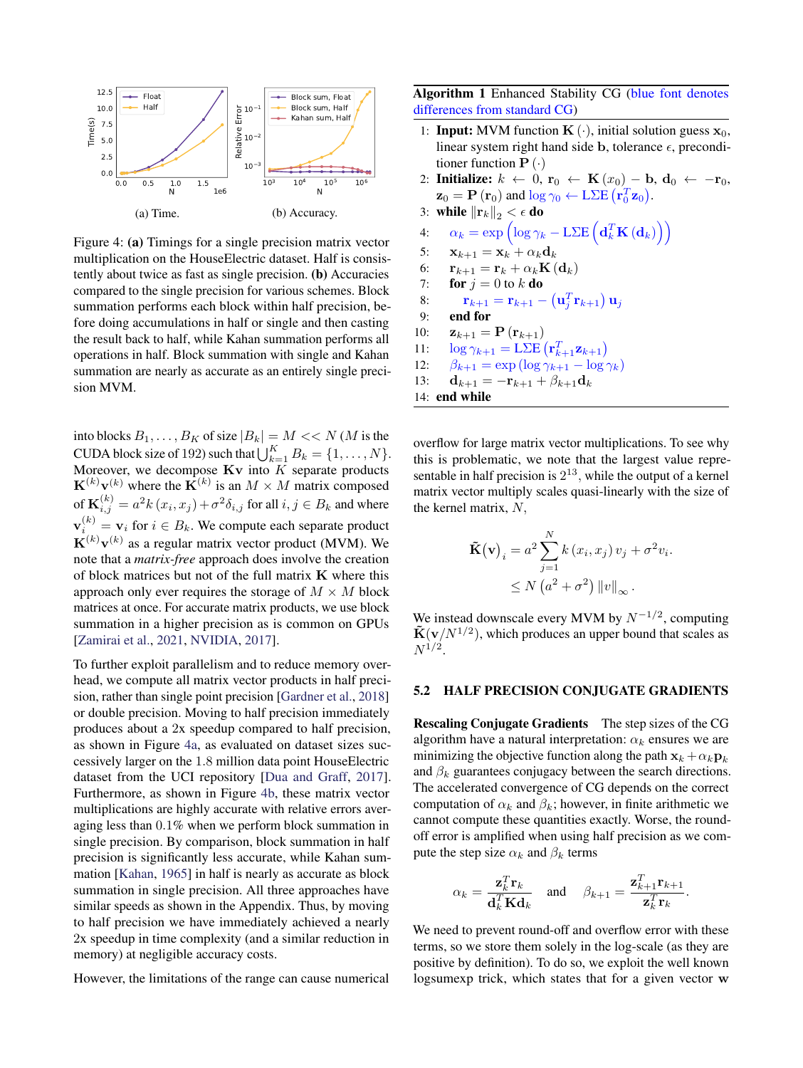(a) Time.

(b) Accuracy.

Figure 4: **(a)** Timings for a single precision matrix vector multiplication on the HouseElectric dataset. Half is consistently about twice as fast as single precision. **(b)** Accuracies compared to the single precision for various schemes. Block summation performs each block within half precision, before doing accumulations in half or single and then casting the result back to half, while Kahan summation performs all operations in half. Block summation with single and Kahan summation are nearly as accurate as an entirely single precision MVM.

into blocks $B_1, \ldots, B_K$ of size $|B_k| = M << N$ ($M$ is the CUDA block size of 192) such that $\bigcup_{k=1}^{K} B_k = \{1, \ldots, N\}$. Moreover, we decompose $\mathbf{K}\mathbf{v}$ into $K$ separate products $\mathbf{K}^{(k)}\mathbf{v}^{(k)}$ where the $\mathbf{K}^{(k)}$ is an $M \times M$ matrix composed of $\mathbf{K}^{(k)}_{i,j} = a^2 k(x_i, x_j) + \sigma^2 \delta_{i,j}$ for all $i, j \in B_k$ and where $\mathbf{v}^{(k)}_i = \mathbf{v}_i$ for $i \in B_k$. We compute each separate product $\mathbf{K}^{(k)}\mathbf{v}^{(k)}$ as a regular matrix vector product (MVM). We note that a *matrix-free* approach does involve the creation of block matrices but not of the full matrix $\mathbf{K}$ where this approach only ever requires the storage of $M \times M$ block matrices at once. For accurate matrix products, we use block summation in a higher precision as is common on GPUs [Zamirai et al., 2021, NVIDIA, 2017].

To further exploit parallelism and to reduce memory overhead, we compute all matrix vector products in half precision, rather than single point precision [Gardner et al., 2018] or double precision. Moving to half precision immediately produces about a 2x speedup compared to half precision, as shown in Figure 4a, as evaluated on dataset sizes successively larger on the 1.8 million data point HouseElectric dataset from the UCI repository [Dua and Graff, 2017]. Furthermore, as shown in Figure 4b, these matrix vector multiplications are highly accurate with relative errors averaging less than 0.1% when we perform block summation in single precision. By comparison, block summation in half precision is significantly less accurate, while Kahan summation [Kahan, 1965] in half is nearly as accurate as block summation in single precision. All three approaches have similar speeds as shown in the Appendix. Thus, by moving to half precision we have immediately achieved a nearly 2x speedup in time complexity (and a similar reduction in memory) at negligible accuracy costs.

However, the limitations of the range can cause numerical overflow for large matrix vector multiplications. To see why this is problematic, we note that the largest value representable in half precision is $2^{13}$, while the output of a kernel matrix vector multiply scales quasi-linearly with the size of the kernel matrix, $N$,

$$\tilde{\mathbf{K}}(\mathbf{v})_i = a^2 \sum_{j=1}^{N} k(x_i, x_j) v_j + \sigma^2 v_i.$$
$$\leq N\left(a^2 + \sigma^2\right) \|v\|_\infty .$$

We instead downscale every MVM by $N^{-1/2}$, computing $\tilde{\mathbf{K}}(\mathbf{v}/N^{1/2})$, which produces an upper bound that scales as $N^{1/2}$.

**Algorithm 1** Enhanced Stability CG (blue font denotes differences from standard CG)

1: **Input:** MVM function $\mathbf{K}(\cdot)$, initial solution guess $\mathbf{x}_0$, linear system right hand side $\mathbf{b}$, tolerance $\epsilon$, preconditioner function $\mathbf{P}(\cdot)$
2: **Initialize:** $k \leftarrow 0$, $\mathbf{r}_0 \leftarrow \mathbf{K}(x_0) - \mathbf{b}$, $\mathbf{d}_0 \leftarrow -\mathbf{r}_0$, $\mathbf{z}_0 = \mathbf{P}(\mathbf{r}_0)$ and $\log \gamma_0 \leftarrow \mathrm{L\Sigma E}\left(\mathbf{r}_0^T \mathbf{z}_0\right)$.
3: **while** $\|\mathbf{r}_k\|_2 < \epsilon$ **do**
4: $\quad \alpha_k = \exp\left(\log \gamma_k - \mathrm{L\Sigma E}\left(\mathbf{d}_k^T \mathbf{K}(\mathbf{d}_k)\right)\right)$
5: $\quad \mathbf{x}_{k+1} = \mathbf{x}_k + \alpha_k \mathbf{d}_k$
6: $\quad \mathbf{r}_{k+1} = \mathbf{r}_k + \alpha_k \mathbf{K}(\mathbf{d}_k)$
7: $\quad$ **for** $j = 0$ to $k$ **do**
8: $\quad\quad \mathbf{r}_{k+1} = \mathbf{r}_{k+1} - \left(\mathbf{u}_j^T \mathbf{r}_{k+1}\right) \mathbf{u}_j$
9: $\quad$ **end for**
10: $\quad \mathbf{z}_{k+1} = \mathbf{P}(\mathbf{r}_{k+1})$
11: $\quad \log \gamma_{k+1} = \mathrm{L\Sigma E}\left(\mathbf{r}_{k+1}^T \mathbf{z}_{k+1}\right)$
12: $\quad \beta_{k+1} = \exp\left(\log \gamma_{k+1} - \log \gamma_k\right)$
13: $\quad \mathbf{d}_{k+1} = -\mathbf{r}_{k+1} + \beta_{k+1} \mathbf{d}_k$
14: **end while**

## 5.2 HALF PRECISION CONJUGATE GRADIENTS

**Rescaling Conjugate Gradients** The step sizes of the CG algorithm have a natural interpretation: $\alpha_k$ ensures we are minimizing the objective function along the path $\mathbf{x}_k + \alpha_k \mathbf{p}_k$ and $\beta_k$ guarantees conjugacy between the search directions. The accelerated convergence of CG depends on the correct computation of $\alpha_k$ and $\beta_k$; however, in finite arithmetic we cannot compute these quantities exactly. Worse, the round-off error is amplified when using half precision as we compute the step size $\alpha_k$ and $\beta_k$ terms

$$\alpha_k = \frac{\mathbf{z}_k^T \mathbf{r}_k}{\mathbf{d}_k^T \mathbf{K} \mathbf{d}_k} \quad \text{and} \quad \beta_{k+1} = \frac{\mathbf{z}_{k+1}^T \mathbf{r}_{k+1}}{\mathbf{z}_k^T \mathbf{r}_k}.$$

We need to prevent round-off and overflow error with these terms, so we store them solely in the log-scale (as they are positive by definition). To do so, we exploit the well known logsumexp trick, which states that for a given vector $\mathbf{w}$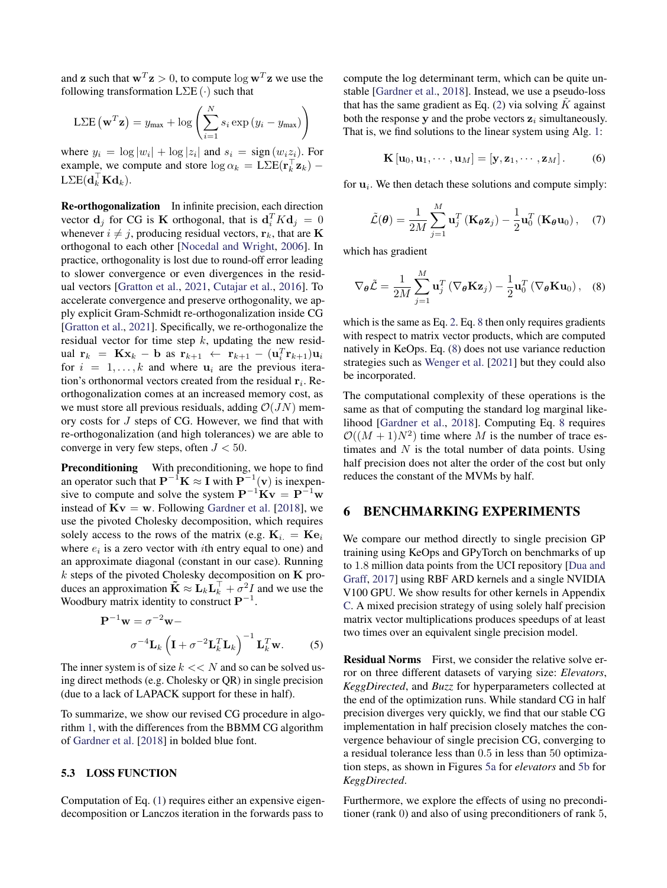and $\mathbf{z}$ such that $\mathbf{w}^T\mathbf{z} > 0$, to compute $\log \mathbf{w}^T\mathbf{z}$ we use the following transformation $\text{L}\Sigma\text{E}(\cdot)$ such that

$$\text{L}\Sigma\text{E}\left(\mathbf{w}^T\mathbf{z}\right) = y_{\max} + \log\left(\sum_{i=1}^{N} s_i \exp\left(y_i - y_{\max}\right)\right)$$

where $y_i = \log|w_i| + \log|z_i|$ and $s_i = \text{sign}(w_i z_i)$. For example, we compute and store $\log \alpha_k = \text{L}\Sigma\text{E}(\mathbf{r}_k^\top \mathbf{z}_k) - \text{L}\Sigma\text{E}(\mathbf{d}_k^\top \mathbf{K}\mathbf{d}_k)$.

**Re-orthogonalization** In infinite precision, each direction vector $\mathbf{d}_j$ for CG is $\mathbf{K}$ orthogonal, that is $\mathbf{d}_i^T K \mathbf{d}_j = 0$ whenever $i \neq j$, producing residual vectors, $\mathbf{r}_k$, that are $\mathbf{K}$ orthogonal to each other [Nocedal and Wright, 2006]. In practice, orthogonality is lost due to round-off error leading to slower convergence or even divergences in the residual vectors [Gratton et al., 2021, Cutajar et al., 2016]. To accelerate convergence and preserve orthogonality, we apply explicit Gram-Schmidt re-orthogonalization inside CG [Gratton et al., 2021]. Specifically, we re-orthogonalize the residual vector for time step $k$, updating the new residual $\mathbf{r}_k = \mathbf{K}\mathbf{x}_k - \mathbf{b}$ as $\mathbf{r}_{k+1} \leftarrow \mathbf{r}_{k+1} - (\mathbf{u}_i^T \mathbf{r}_{k+1})\mathbf{u}_i$ for $i = 1, \ldots, k$ and where $\mathbf{u}_i$ are the previous iteration's orthonormal vectors created from the residual $\mathbf{r}_i$. Re-orthogonalization comes at an increased memory cost, as we must store all previous residuals, adding $\mathcal{O}(JN)$ memory costs for $J$ steps of CG. However, we find that with re-orthogonalization (and high tolerances) we are able to converge in very few steps, often $J < 50$.

**Preconditioning** With preconditioning, we hope to find an operator such that $\mathbf{P}^{-1}\mathbf{K} \approx \mathbf{I}$ with $\mathbf{P}^{-1}(\mathbf{v})$ is inexpensive to compute and solve the system $\mathbf{P}^{-1}\mathbf{K}\mathbf{v} = \mathbf{P}^{-1}\mathbf{w}$ instead of $\mathbf{K}\mathbf{v} = \mathbf{w}$. Following Gardner et al. [2018], we use the pivoted Cholesky decomposition, which requires solely access to the rows of the matrix (e.g. $\mathbf{K}_{i.} = \mathbf{K}e_i$ where $e_i$ is a zero vector with $i$th entry equal to one) and an approximate diagonal (constant in our case). Running $k$ steps of the pivoted Cholesky decomposition on $\mathbf{K}$ produces an approximation $\tilde{\mathbf{K}} \approx \mathbf{L}_k\mathbf{L}_k^\top + \sigma^2 I$ and we use the Woodbury matrix identity to construct $\mathbf{P}^{-1}$.

$$\mathbf{P}^{-1}\mathbf{w} = \sigma^{-2}\mathbf{w} - \sigma^{-4}\mathbf{L}_k\left(\mathbf{I} + \sigma^{-2}\mathbf{L}_k^T\mathbf{L}_k\right)^{-1}\mathbf{L}_k^T\mathbf{w}. \tag{5}$$

The inner system is of size $k << N$ and so can be solved using direct methods (e.g. Cholesky or QR) in single precision (due to a lack of LAPACK support for these in half).

To summarize, we show our revised CG procedure in algorithm 1, with the differences from the BBMM CG algorithm of Gardner et al. [2018] in bolded blue font.

### 5.3 LOSS FUNCTION

Computation of Eq. (1) requires either an expensive eigendecomposition or Lanczos iteration in the forwards pass to compute the log determinant term, which can be quite unstable [Gardner et al., 2018]. Instead, we use a pseudo-loss that has the same gradient as Eq. (2) via solving $\tilde{K}$ against both the response $\mathbf{y}$ and the probe vectors $\mathbf{z}_i$ simultaneously. That is, we find solutions to the linear system using Alg. 1:

$$\mathbf{K}\left[\mathbf{u}_0, \mathbf{u}_1, \cdots, \mathbf{u}_M\right] = \left[\mathbf{y}, \mathbf{z}_1, \cdots, \mathbf{z}_M\right]. \tag{6}$$

for $\mathbf{u}_i$. We then detach these solutions and compute simply:

$$\tilde{\mathcal{L}}(\boldsymbol{\theta}) = \frac{1}{2M}\sum_{j=1}^{M}\mathbf{u}_j^T\left(\mathbf{K}_{\boldsymbol{\theta}}\mathbf{z}_j\right) - \frac{1}{2}\mathbf{u}_0^T\left(\mathbf{K}_{\boldsymbol{\theta}}\mathbf{u}_0\right), \tag{7}$$

which has gradient

$$\nabla_{\boldsymbol{\theta}}\tilde{\mathcal{L}} = \frac{1}{2M}\sum_{j=1}^{M}\mathbf{u}_j^T\left(\nabla_{\boldsymbol{\theta}}\mathbf{K}\mathbf{z}_j\right) - \frac{1}{2}\mathbf{u}_0^T\left(\nabla_{\boldsymbol{\theta}}\mathbf{K}\mathbf{u}_0\right), \tag{8}$$

which is the same as Eq. 2. Eq. 8 then only requires gradients with respect to matrix vector products, which are computed natively in KeOps. Eq. (8) does not use variance reduction strategies such as Wenger et al. [2021] but they could also be incorporated.

The computational complexity of these operations is the same as that of computing the standard log marginal likelihood [Gardner et al., 2018]. Computing Eq. 8 requires $\mathcal{O}((M+1)N^2)$ time where $M$ is the number of trace estimates and $N$ is the total number of data points. Using half precision does not alter the order of the cost but only reduces the constant of the MVMs by half.

## 6 BENCHMARKING EXPERIMENTS

We compare our method directly to single precision GP training using KeOps and GPyTorch on benchmarks of up to 1.8 million data points from the UCI repository [Dua and Graff, 2017] using RBF ARD kernels and a single NVIDIA V100 GPU. We show results for other kernels in Appendix C. A mixed precision strategy of using solely half precision matrix vector multiplications produces speedups of at least two times over an equivalent single precision model.

**Residual Norms** First, we consider the relative solve error on three different datasets of varying size: *Elevators*, *KeggDirected*, and *Buzz* for hyperparameters collected at the end of the optimization runs. While standard CG in half precision diverges very quickly, we find that our stable CG implementation in half precision closely matches the convergence behaviour of single precision CG, converging to a residual tolerance less than $0.5$ in less than $50$ optimization steps, as shown in Figures 5a for *elevators* and 5b for *KeggDirected*.

Furthermore, we explore the effects of using no preconditioner (rank $0$) and also of using preconditioners of rank $5$,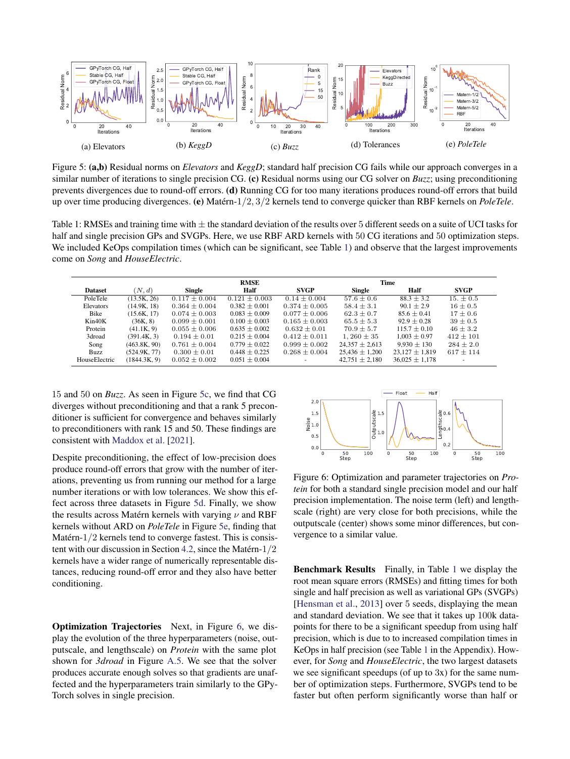(a) Elevators (b) *KeggD* (c) *Buzz* (d) Tolerances (e) *PoleTele*

Figure 5: **(a,b)** Residual norms on *Elevators* and *KeggD*; standard half precision CG fails while our approach converges in a similar number of iterations to single precision CG. **(c)** Residual norms using our CG solver on *Buzz*; using preconditioning prevents divergences due to round-off errors. **(d)** Running CG for too many iterations produces round-off errors that build up over time producing divergences. **(e)** Matérn-$1/2, 3/2$ kernels tend to converge quicker than RBF kernels on *PoleTele*.

Table 1: RMSEs and training time with $\pm$ the standard deviation of the results over 5 different seeds on a suite of UCI tasks for half and single precision GPs and SVGPs. Here, we use RBF ARD kernels with 50 CG iterations and 50 optimization steps. We included KeOps compilation times (which can be significant, see Table 1) and observe that the largest improvements come on *Song* and *HouseElectric*.

| | | RMSE | | | Time | | |
|---|---|---|---|---|---|---|---|
| Dataset | $(N, d)$ | Single | Half | SVGP | Single | Half | SVGP |
| PoleTele | (13.5K, 26) | $0.117 \pm 0.004$ | $0.121 \pm 0.003$ | $0.14 \pm 0.004$ | $57.6 \pm 0.6$ | $88.3 \pm 3.2$ | $15. \pm 0.5$ |
| Elevators | (14.9K, 18) | $0.364 \pm 0.004$ | $0.382 \pm 0.001$ | $0.374 \pm 0.005$ | $58.4 \pm 3.1$ | $90.1 \pm 2.9$ | $16 \pm 0.5$ |
| Bike | (15.6K, 17) | $0.074 \pm 0.003$ | $0.083 \pm 0.009$ | $0.077 \pm 0.006$ | $62.3 \pm 0.7$ | $85.6 \pm 0.41$ | $17 \pm 0.6$ |
| Kin40K | (36K, 8) | $0.099 \pm 0.001$ | $0.100 \pm 0.003$ | $0.165 \pm 0.003$ | $65.5 \pm 5.3$ | $92.9 \pm 0.28$ | $39 \pm 0.5$ |
| Protein | (41.1K, 9) | $0.055 \pm 0.006$ | $0.635 \pm 0.002$ | $0.632 \pm 0.01$ | $70.9 \pm 5.7$ | $115.7 \pm 0.10$ | $46 \pm 3.2$ |
| 3droad | (391.4K, 3) | $0.194 \pm 0.01$ | $0.215 \pm 0.004$ | $0.412 \pm 0.011$ | $1,260 \pm 35$ | $1,003 \pm 0.97$ | $412 \pm 101$ |
| Song | (463.8K, 90) | $0.761 \pm 0.004$ | $0.779 \pm 0.022$ | $0.999 \pm 0.002$ | $24,357 \pm 2,613$ | $9,930 \pm 130$ | $284 \pm 2.0$ |
| Buzz | (524.9K, 77) | $0.300 \pm 0.01$ | $0.448 \pm 0.225$ | $0.268 \pm 0.004$ | $25,436 \pm 1,200$ | $23,127 \pm 1,819$ | $617 \pm 114$ |
| HouseElectric | (1844.3K, 9) | $0.052 \pm 0.002$ | $0.051 \pm 0.004$ | - | $42,751 \pm 2,180$ | $36,025 \pm 1,178$ | - |

15 and 50 on *Buzz*. As seen in Figure 5c, we find that CG diverges without preconditioning and that a rank 5 preconditioner is sufficient for convergence and behaves similarly to preconditioners with rank 15 and 50. These findings are consistent with Maddox et al. [2021].

Despite preconditioning, the effect of low-precision does produce round-off errors that grow with the number of iterations, preventing us from running our method for a large number iterations or with low tolerances. We show this effect across three datasets in Figure 5d. Finally, we show the results across Matérn kernels with varying $\nu$ and RBF kernels without ARD on *PoleTele* in Figure 5e, finding that Matérn-$1/2$ kernels tend to converge fastest. This is consistent with our discussion in Section 4.2, since the Matérn-$1/2$ kernels have a wider range of numerically representable distances, reducing round-off error and they also have better conditioning.

**Optimization Trajectories** Next, in Figure 6, we display the evolution of the three hyperparameters (noise, outputscale, and lengthscale) on *Protein* with the same plot shown for *3droad* in Figure A.5. We see that the solver produces accurate enough solves so that gradients are unaffected and the hyperparameters train similarly to the GPyTorch solves in single precision.

Figure 6: Optimization and parameter trajectories on *Protein* for both a standard single precision model and our half precision implementation. The noise term (left) and lengthscale (right) are very close for both precisions, while the outputscale (center) shows some minor differences, but convergence to a similar value.

**Benchmark Results** Finally, in Table 1 we display the root mean square errors (RMSEs) and fitting times for both single and half precision as well as variational GPs (SVGPs) [Hensman et al., 2013] over 5 seeds, displaying the mean and standard deviation. We see that it takes up 100k datapoints for there to be a significant speedup from using half precision, which is due to to increased compilation times in KeOps in half precision (see Table 1 in the Appendix). However, for *Song* and *HouseElectric*, the two largest datasets we see significant speedups (of up to 3x) for the same number of optimization steps. Furthermore, SVGPs tend to be faster but often perform significantly worse than half or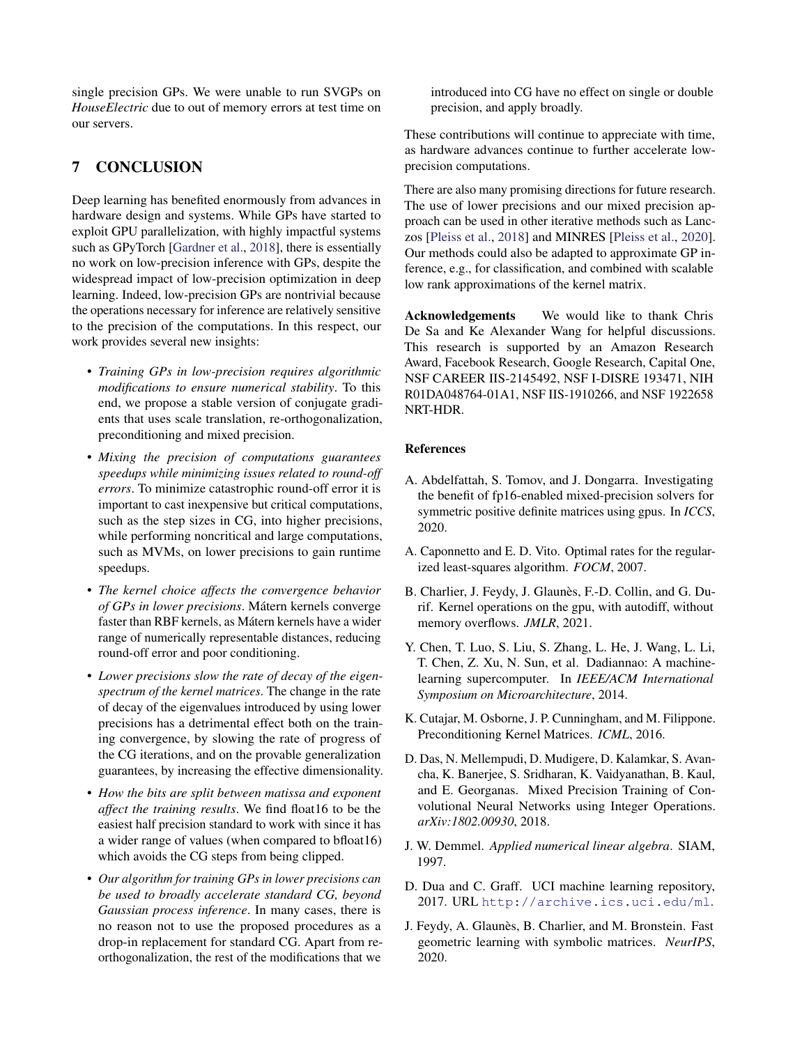single precision GPs. We were unable to run SVGPs on *HouseElectric* due to out of memory errors at test time on our servers.

## 7 CONCLUSION

Deep learning has benefited enormously from advances in hardware design and systems. While GPs have started to exploit GPU parallelization, with highly impactful systems such as GPyTorch [Gardner et al., 2018], there is essentially no work on low-precision inference with GPs, despite the widespread impact of low-precision optimization in deep learning. Indeed, low-precision GPs are nontrivial because the operations necessary for inference are relatively sensitive to the precision of the computations. In this respect, our work provides several new insights:

- *Training GPs in low-precision requires algorithmic modifications to ensure numerical stability*. To this end, we propose a stable version of conjugate gradients that uses scale translation, re-orthogonalization, preconditioning and mixed precision.
- *Mixing the precision of computations guarantees speedups while minimizing issues related to round-off errors*. To minimize catastrophic round-off error it is important to cast inexpensive but critical computations, such as the step sizes in CG, into higher precisions, while performing noncritical and large computations, such as MVMs, on lower precisions to gain runtime speedups.
- *The kernel choice affects the convergence behavior of GPs in lower precisions*. Mátern kernels converge faster than RBF kernels, as Mátern kernels have a wider range of numerically representable distances, reducing round-off error and poor conditioning.
- *Lower precisions slow the rate of decay of the eigenspectrum of the kernel matrices*. The change in the rate of decay of the eigenvalues introduced by using lower precisions has a detrimental effect both on the training convergence, by slowing the rate of progress of the CG iterations, and on the provable generalization guarantees, by increasing the effective dimensionality.
- *How the bits are split between matissa and exponent affect the training results*. We find float16 to be the easiest half precision standard to work with since it has a wider range of values (when compared to bfloat16) which avoids the CG steps from being clipped.
- *Our algorithm for training GPs in lower precisions can be used to broadly accelerate standard CG, beyond Gaussian process inference*. In many cases, there is no reason not to use the proposed procedures as a drop-in replacement for standard CG. Apart from re-orthogonalization, the rest of the modifications that we introduced into CG have no effect on single or double precision, and apply broadly.

These contributions will continue to appreciate with time, as hardware advances continue to further accelerate low-precision computations.

There are also many promising directions for future research. The use of lower precisions and our mixed precision approach can be used in other iterative methods such as Lanczos [Pleiss et al., 2018] and MINRES [Pleiss et al., 2020]. Our methods could also be adapted to approximate GP inference, e.g., for classification, and combined with scalable low rank approximations of the kernel matrix.

**Acknowledgements** We would like to thank Chris De Sa and Ke Alexander Wang for helpful discussions. This research is supported by an Amazon Research Award, Facebook Research, Google Research, Capital One, NSF CAREER IIS-2145492, NSF I-DISRE 193471, NIH R01DA048764-01A1, NSF IIS-1910266, and NSF 1922658 NRT-HDR.

## References

A. Abdelfattah, S. Tomov, and J. Dongarra. Investigating the benefit of fp16-enabled mixed-precision solvers for symmetric positive definite matrices using gpus. In *ICCS*, 2020.

A. Caponnetto and E. D. Vito. Optimal rates for the regularized least-squares algorithm. *FOCM*, 2007.

B. Charlier, J. Feydy, J. Glaunès, F.-D. Collin, and G. Durif. Kernel operations on the gpu, with autodiff, without memory overflows. *JMLR*, 2021.

Y. Chen, T. Luo, S. Liu, S. Zhang, L. He, J. Wang, L. Li, T. Chen, Z. Xu, N. Sun, et al. Dadiannao: A machine-learning supercomputer. In *IEEE/ACM International Symposium on Microarchitecture*, 2014.

K. Cutajar, M. Osborne, J. P. Cunningham, and M. Filippone. Preconditioning Kernel Matrices. *ICML*, 2016.

D. Das, N. Mellempudi, D. Mudigere, D. Kalamkar, S. Avancha, K. Banerjee, S. Sridharan, K. Vaidyanathan, B. Kaul, and E. Georganas. Mixed Precision Training of Convolutional Neural Networks using Integer Operations. *arXiv:1802.00930*, 2018.

J. W. Demmel. *Applied numerical linear algebra*. SIAM, 1997.

D. Dua and C. Graff. UCI machine learning repository, 2017. URL http://archive.ics.uci.edu/ml.

J. Feydy, A. Glaunès, B. Charlier, and M. Bronstein. Fast geometric learning with symbolic matrices. *NeurIPS*, 2020.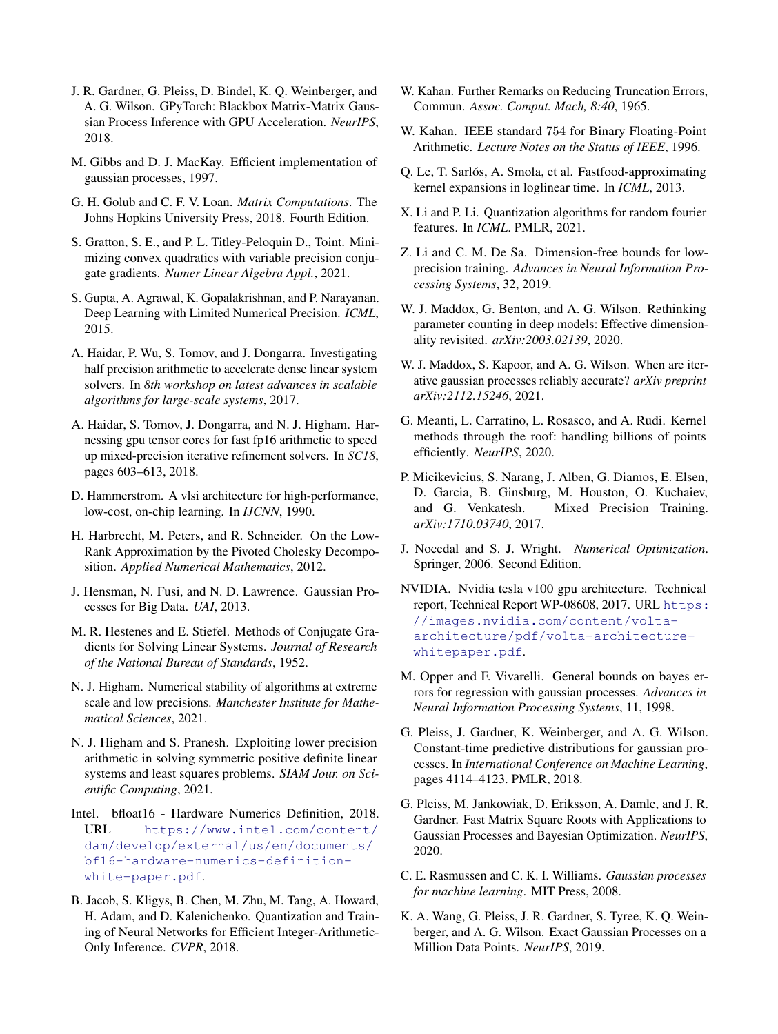J. R. Gardner, G. Pleiss, D. Bindel, K. Q. Weinberger, and A. G. Wilson. GPyTorch: Blackbox Matrix-Matrix Gaussian Process Inference with GPU Acceleration. *NeurIPS*, 2018.

M. Gibbs and D. J. MacKay. Efficient implementation of gaussian processes, 1997.

G. H. Golub and C. F. V. Loan. *Matrix Computations*. The Johns Hopkins University Press, 2018. Fourth Edition.

S. Gratton, S. E., and P. L. Titley-Peloquin D., Toint. Minimizing convex quadratics with variable precision conjugate gradients. *Numer Linear Algebra Appl.*, 2021.

S. Gupta, A. Agrawal, K. Gopalakrishnan, and P. Narayanan. Deep Learning with Limited Numerical Precision. *ICML*, 2015.

A. Haidar, P. Wu, S. Tomov, and J. Dongarra. Investigating half precision arithmetic to accelerate dense linear system solvers. In *8th workshop on latest advances in scalable algorithms for large-scale systems*, 2017.

A. Haidar, S. Tomov, J. Dongarra, and N. J. Higham. Harnessing gpu tensor cores for fast fp16 arithmetic to speed up mixed-precision iterative refinement solvers. In *SC18*, pages 603–613, 2018.

D. Hammerstrom. A vlsi architecture for high-performance, low-cost, on-chip learning. In *IJCNN*, 1990.

H. Harbrecht, M. Peters, and R. Schneider. On the Low-Rank Approximation by the Pivoted Cholesky Decomposition. *Applied Numerical Mathematics*, 2012.

J. Hensman, N. Fusi, and N. D. Lawrence. Gaussian Processes for Big Data. *UAI*, 2013.

M. R. Hestenes and E. Stiefel. Methods of Conjugate Gradients for Solving Linear Systems. *Journal of Research of the National Bureau of Standards*, 1952.

N. J. Higham. Numerical stability of algorithms at extreme scale and low precisions. *Manchester Institute for Mathematical Sciences*, 2021.

N. J. Higham and S. Pranesh. Exploiting lower precision arithmetic in solving symmetric positive definite linear systems and least squares problems. *SIAM Jour. on Scientific Computing*, 2021.

Intel. bfloat16 - Hardware Numerics Definition, 2018. URL https://www.intel.com/content/dam/develop/external/us/en/documents/bf16-hardware-numerics-definition-white-paper.pdf.

B. Jacob, S. Kligys, B. Chen, M. Zhu, M. Tang, A. Howard, H. Adam, and D. Kalenichenko. Quantization and Training of Neural Networks for Efficient Integer-Arithmetic-Only Inference. *CVPR*, 2018.

W. Kahan. Further Remarks on Reducing Truncation Errors, Commun. *Assoc. Comput. Mach, 8:40*, 1965.

W. Kahan. IEEE standard 754 for Binary Floating-Point Arithmetic. *Lecture Notes on the Status of IEEE*, 1996.

Q. Le, T. Sarlós, A. Smola, et al. Fastfood-approximating kernel expansions in loglinear time. In *ICML*, 2013.

X. Li and P. Li. Quantization algorithms for random fourier features. In *ICML*. PMLR, 2021.

Z. Li and C. M. De Sa. Dimension-free bounds for low-precision training. *Advances in Neural Information Processing Systems*, 32, 2019.

W. J. Maddox, G. Benton, and A. G. Wilson. Rethinking parameter counting in deep models: Effective dimensionality revisited. *arXiv:2003.02139*, 2020.

W. J. Maddox, S. Kapoor, and A. G. Wilson. When are iterative gaussian processes reliably accurate? *arXiv preprint arXiv:2112.15246*, 2021.

G. Meanti, L. Carratino, L. Rosasco, and A. Rudi. Kernel methods through the roof: handling billions of points efficiently. *NeurIPS*, 2020.

P. Micikevicius, S. Narang, J. Alben, G. Diamos, E. Elsen, D. Garcia, B. Ginsburg, M. Houston, O. Kuchaiev, and G. Venkatesh. Mixed Precision Training. *arXiv:1710.03740*, 2017.

J. Nocedal and S. J. Wright. *Numerical Optimization*. Springer, 2006. Second Edition.

NVIDIA. Nvidia tesla v100 gpu architecture. Technical report, Technical Report WP-08608, 2017. URL https://images.nvidia.com/content/volta-architecture/pdf/volta-architecture-whitepaper.pdf.

M. Opper and F. Vivarelli. General bounds on bayes errors for regression with gaussian processes. *Advances in Neural Information Processing Systems*, 11, 1998.

G. Pleiss, J. Gardner, K. Weinberger, and A. G. Wilson. Constant-time predictive distributions for gaussian processes. In *International Conference on Machine Learning*, pages 4114–4123. PMLR, 2018.

G. Pleiss, M. Jankowiak, D. Eriksson, A. Damle, and J. R. Gardner. Fast Matrix Square Roots with Applications to Gaussian Processes and Bayesian Optimization. *NeurIPS*, 2020.

C. E. Rasmussen and C. K. I. Williams. *Gaussian processes for machine learning*. MIT Press, 2008.

K. A. Wang, G. Pleiss, J. R. Gardner, S. Tyree, K. Q. Weinberger, and A. G. Wilson. Exact Gaussian Processes on a Million Data Points. *NeurIPS*, 2019.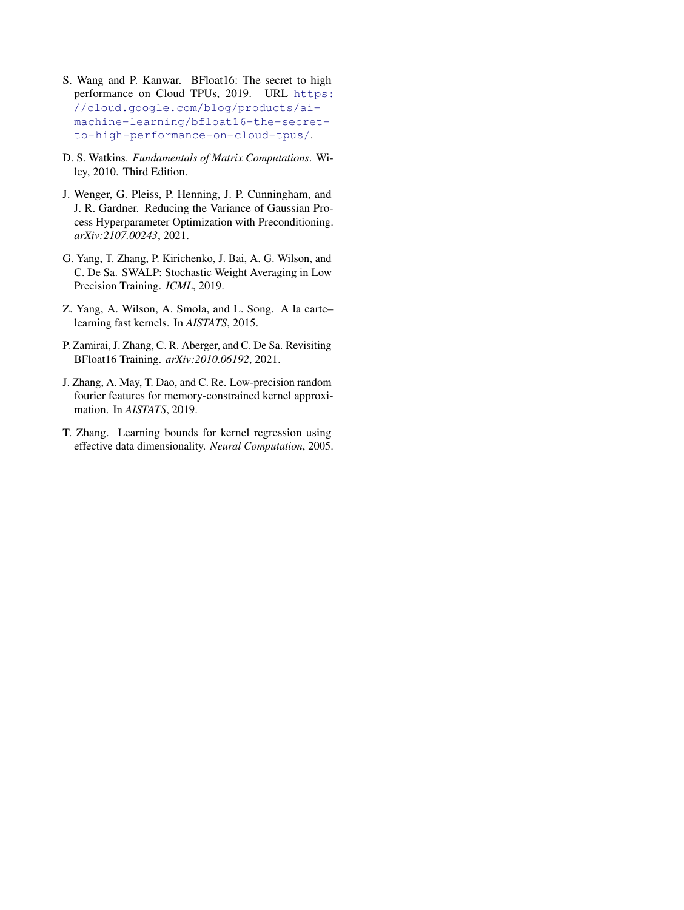S. Wang and P. Kanwar. BFloat16: The secret to high performance on Cloud TPUs, 2019. URL https://cloud.google.com/blog/products/ai-machine-learning/bfloat16-the-secret-to-high-performance-on-cloud-tpus/.

D. S. Watkins. *Fundamentals of Matrix Computations*. Wiley, 2010. Third Edition.

J. Wenger, G. Pleiss, P. Henning, J. P. Cunningham, and J. R. Gardner. Reducing the Variance of Gaussian Process Hyperparameter Optimization with Preconditioning. *arXiv:2107.00243*, 2021.

G. Yang, T. Zhang, P. Kirichenko, J. Bai, A. G. Wilson, and C. De Sa. SWALP: Stochastic Weight Averaging in Low Precision Training. *ICML*, 2019.

Z. Yang, A. Wilson, A. Smola, and L. Song. A la carte–learning fast kernels. In *AISTATS*, 2015.

P. Zamirai, J. Zhang, C. R. Aberger, and C. De Sa. Revisiting BFloat16 Training. *arXiv:2010.06192*, 2021.

J. Zhang, A. May, T. Dao, and C. Re. Low-precision random fourier features for memory-constrained kernel approximation. In *AISTATS*, 2019.

T. Zhang. Learning bounds for kernel regression using effective data dimensionality. *Neural Computation*, 2005.